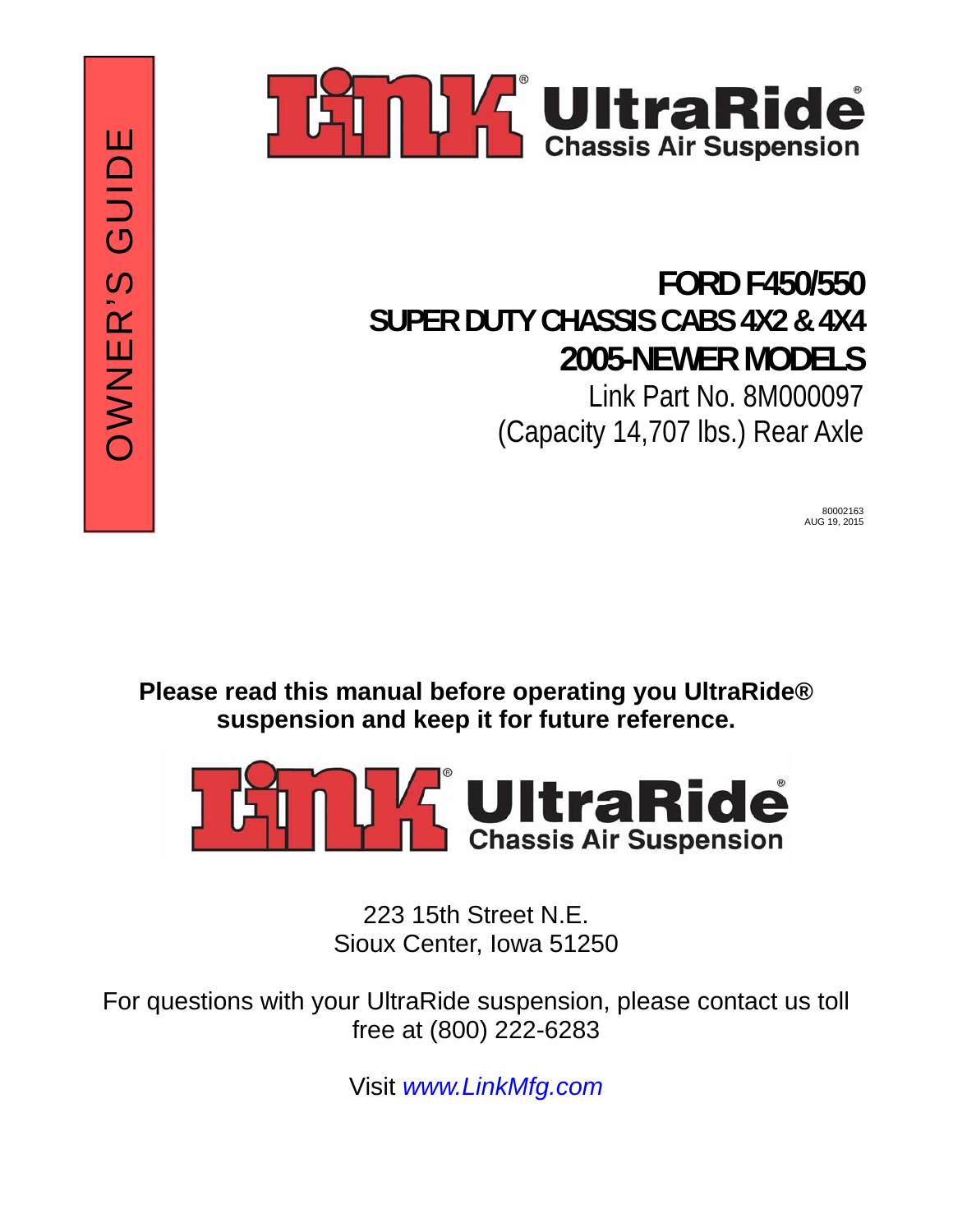OWNER'S GUIDE

Link® UltraRide®
Chassis Air Suspension

# FORD F450/550
# SUPER DUTY CHASSIS CABS 4X2 & 4X4
# 2005-NEWER MODELS

Link Part No. 8M000097

(Capacity 14,707 lbs.) Rear Axle

80002163
AUG 19, 2015

**Please read this manual before operating you UltraRide® suspension and keep it for future reference.**

Link® UltraRide®
Chassis Air Suspension

223 15th Street N.E.
Sioux Center, Iowa 51250

For questions with your UltraRide suspension, please contact us toll free at (800) 222-6283

Visit *www.LinkMfg.com*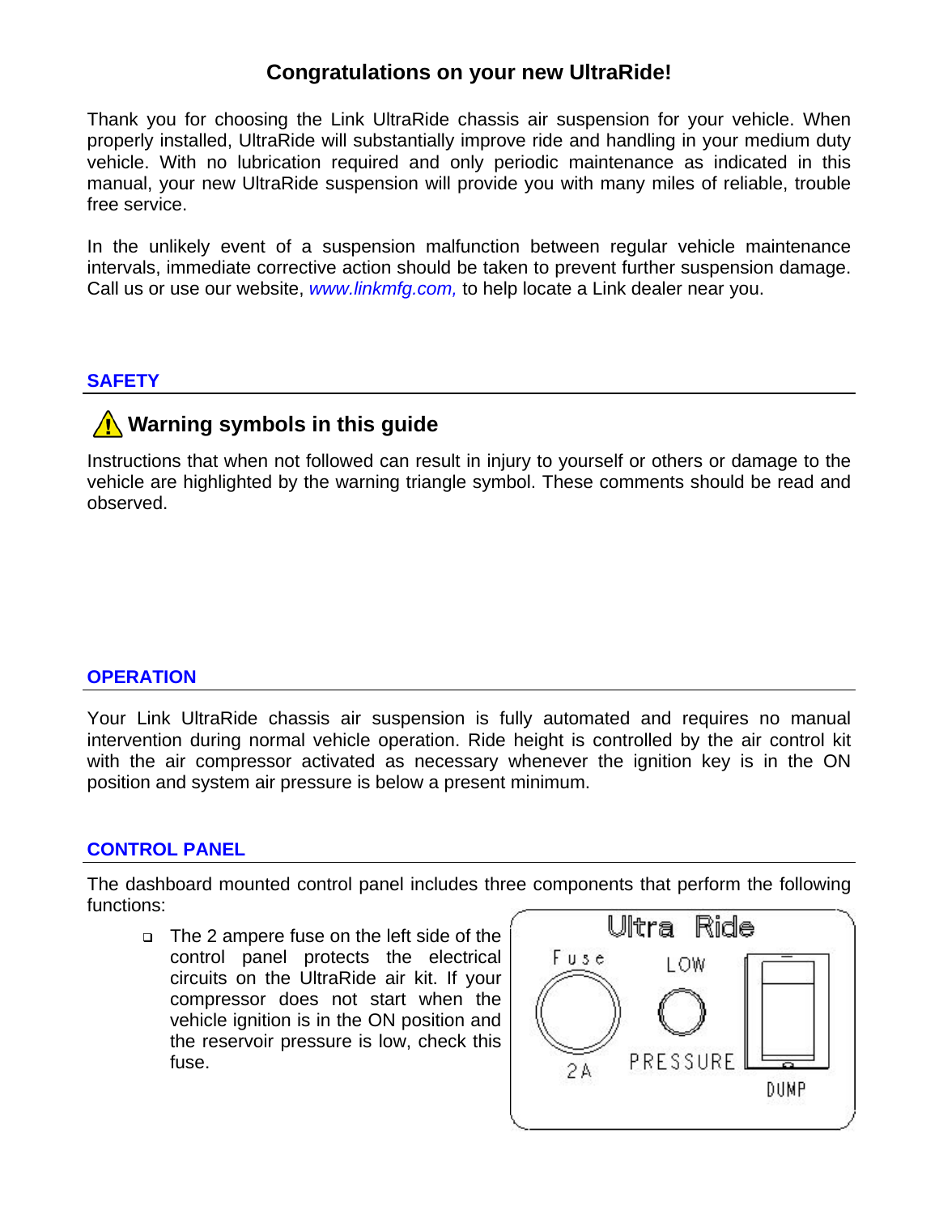# Congratulations on your new UltraRide!

Thank you for choosing the Link UltraRide chassis air suspension for your vehicle. When properly installed, UltraRide will substantially improve ride and handling in your medium duty vehicle. With no lubrication required and only periodic maintenance as indicated in this manual, your new UltraRide suspension will provide you with many miles of reliable, trouble free service.

In the unlikely event of a suspension malfunction between regular vehicle maintenance intervals, immediate corrective action should be taken to prevent further suspension damage. Call us or use our website, *www.linkmfg.com,* to help locate a Link dealer near you.

## SAFETY

### ⚠ Warning symbols in this guide

Instructions that when not followed can result in injury to yourself or others or damage to the vehicle are highlighted by the warning triangle symbol. These comments should be read and observed.

## OPERATION

Your Link UltraRide chassis air suspension is fully automated and requires no manual intervention during normal vehicle operation. Ride height is controlled by the air control kit with the air compressor activated as necessary whenever the ignition key is in the ON position and system air pressure is below a present minimum.

## CONTROL PANEL

The dashboard mounted control panel includes three components that perform the following functions:

- The 2 ampere fuse on the left side of the control panel protects the electrical circuits on the UltraRide air kit. If your compressor does not start when the vehicle ignition is in the ON position and the reservoir pressure is low, check this fuse.

Ultra Ride

Fuse 2A | LOW PRESSURE | DUMP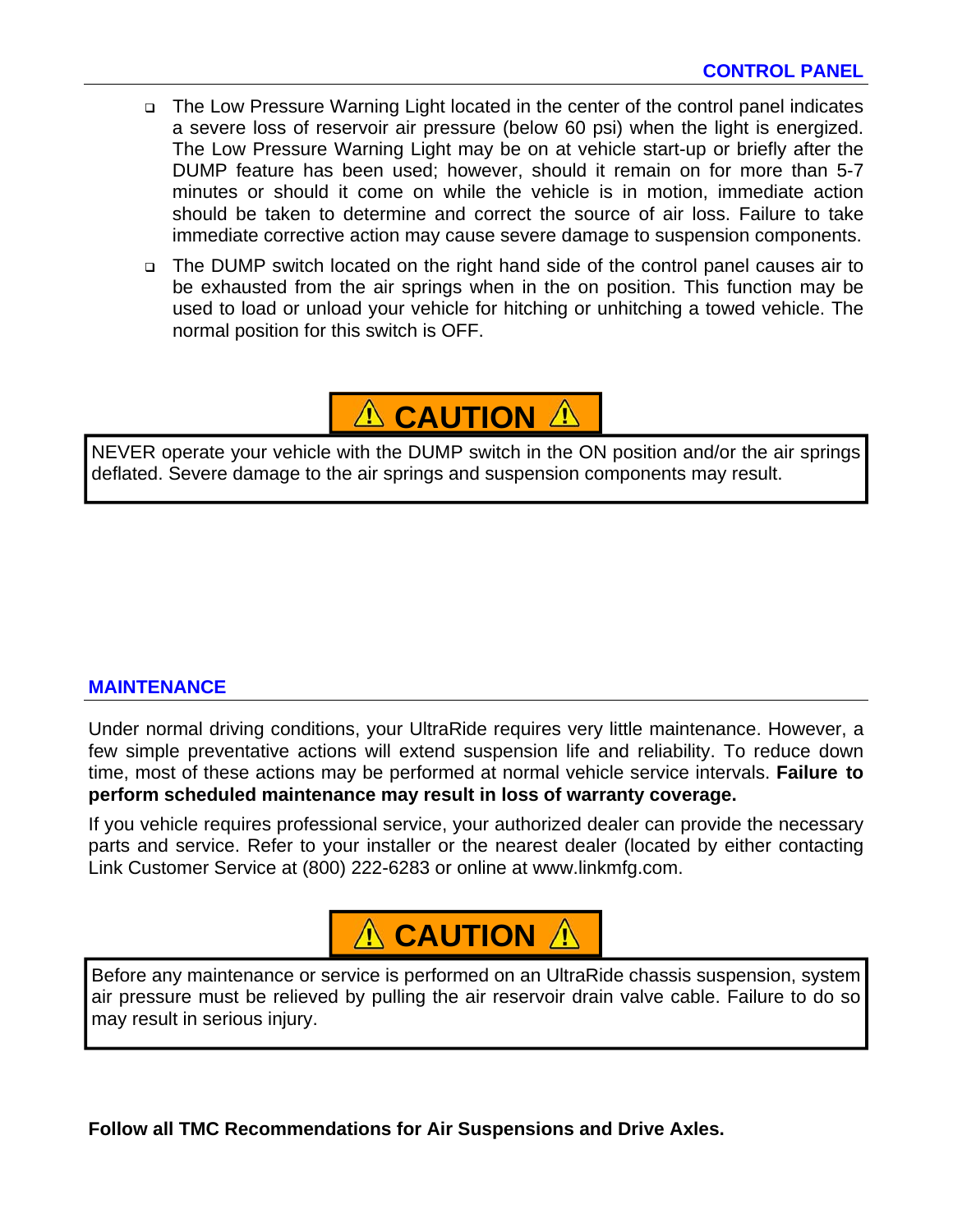## CONTROL PANEL

- The Low Pressure Warning Light located in the center of the control panel indicates a severe loss of reservoir air pressure (below 60 psi) when the light is energized. The Low Pressure Warning Light may be on at vehicle start-up or briefly after the DUMP feature has been used; however, should it remain on for more than 5-7 minutes or should it come on while the vehicle is in motion, immediate action should be taken to determine and correct the source of air loss. Failure to take immediate corrective action may cause severe damage to suspension components.
- The DUMP switch located on the right hand side of the control panel causes air to be exhausted from the air springs when in the on position. This function may be used to load or unload your vehicle for hitching or unhitching a towed vehicle. The normal position for this switch is OFF.

**⚠ CAUTION ⚠**

NEVER operate your vehicle with the DUMP switch in the ON position and/or the air springs deflated. Severe damage to the air springs and suspension components may result.

## MAINTENANCE

Under normal driving conditions, your UltraRide requires very little maintenance. However, a few simple preventative actions will extend suspension life and reliability. To reduce down time, most of these actions may be performed at normal vehicle service intervals. **Failure to perform scheduled maintenance may result in loss of warranty coverage.**

If you vehicle requires professional service, your authorized dealer can provide the necessary parts and service. Refer to your installer or the nearest dealer (located by either contacting Link Customer Service at (800) 222-6283 or online at www.linkmfg.com.

**⚠ CAUTION ⚠**

Before any maintenance or service is performed on an UltraRide chassis suspension, system air pressure must be relieved by pulling the air reservoir drain valve cable. Failure to do so may result in serious injury.

**Follow all TMC Recommendations for Air Suspensions and Drive Axles.**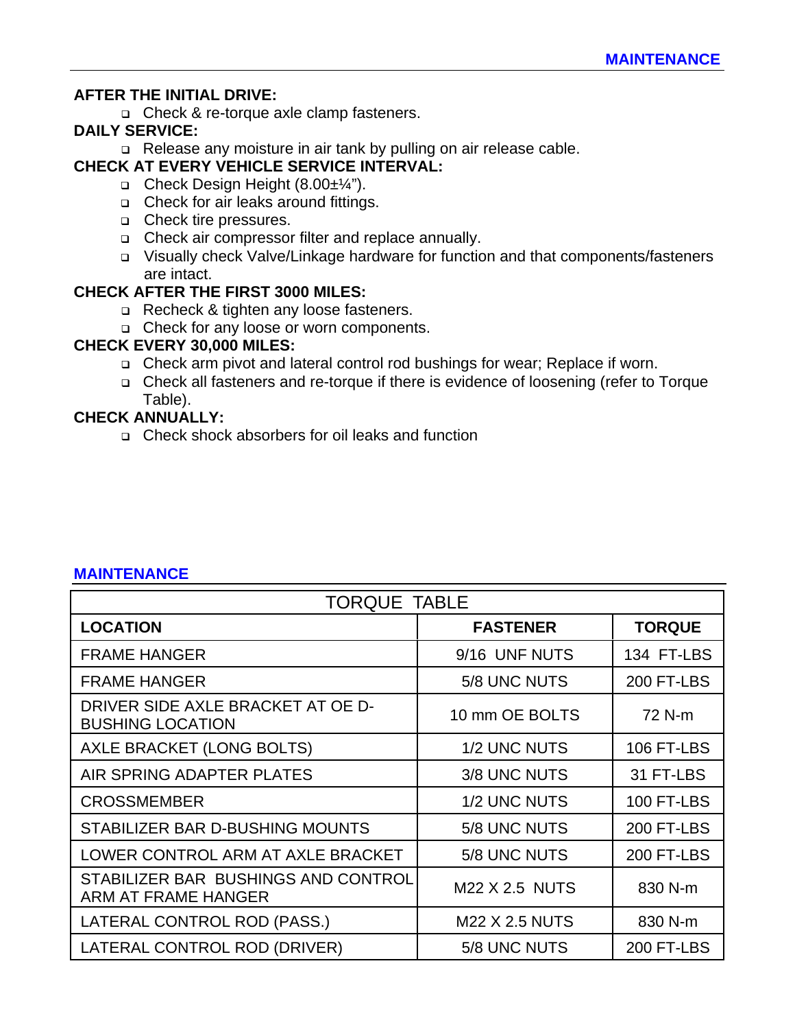**AFTER THE INITIAL DRIVE:**

- Check & re-torque axle clamp fasteners.

**DAILY SERVICE:**

- Release any moisture in air tank by pulling on air release cable.

**CHECK AT EVERY VEHICLE SERVICE INTERVAL:**

- Check Design Height (8.00±¼").
- Check for air leaks around fittings.
- Check tire pressures.
- Check air compressor filter and replace annually.
- Visually check Valve/Linkage hardware for function and that components/fasteners are intact.

**CHECK AFTER THE FIRST 3000 MILES:**

- Recheck & tighten any loose fasteners.
- Check for any loose or worn components.

**CHECK EVERY 30,000 MILES:**

- Check arm pivot and lateral control rod bushings for wear; Replace if worn.
- Check all fasteners and re-torque if there is evidence of loosening (refer to Torque Table).

**CHECK ANNUALLY:**

- Check shock absorbers for oil leaks and function

## MAINTENANCE

| TORQUE TABLE | | |
|---|---|---|
| **LOCATION** | **FASTENER** | **TORQUE** |
| FRAME HANGER | 9/16 UNF NUTS | 134 FT-LBS |
| FRAME HANGER | 5/8 UNC NUTS | 200 FT-LBS |
| DRIVER SIDE AXLE BRACKET AT OE D-BUSHING LOCATION | 10 mm OE BOLTS | 72 N-m |
| AXLE BRACKET (LONG BOLTS) | 1/2 UNC NUTS | 106 FT-LBS |
| AIR SPRING ADAPTER PLATES | 3/8 UNC NUTS | 31 FT-LBS |
| CROSSMEMBER | 1/2 UNC NUTS | 100 FT-LBS |
| STABILIZER BAR D-BUSHING MOUNTS | 5/8 UNC NUTS | 200 FT-LBS |
| LOWER CONTROL ARM AT AXLE BRACKET | 5/8 UNC NUTS | 200 FT-LBS |
| STABILIZER BAR BUSHINGS AND CONTROL ARM AT FRAME HANGER | M22 X 2.5 NUTS | 830 N-m |
| LATERAL CONTROL ROD (PASS.) | M22 X 2.5 NUTS | 830 N-m |
| LATERAL CONTROL ROD (DRIVER) | 5/8 UNC NUTS | 200 FT-LBS |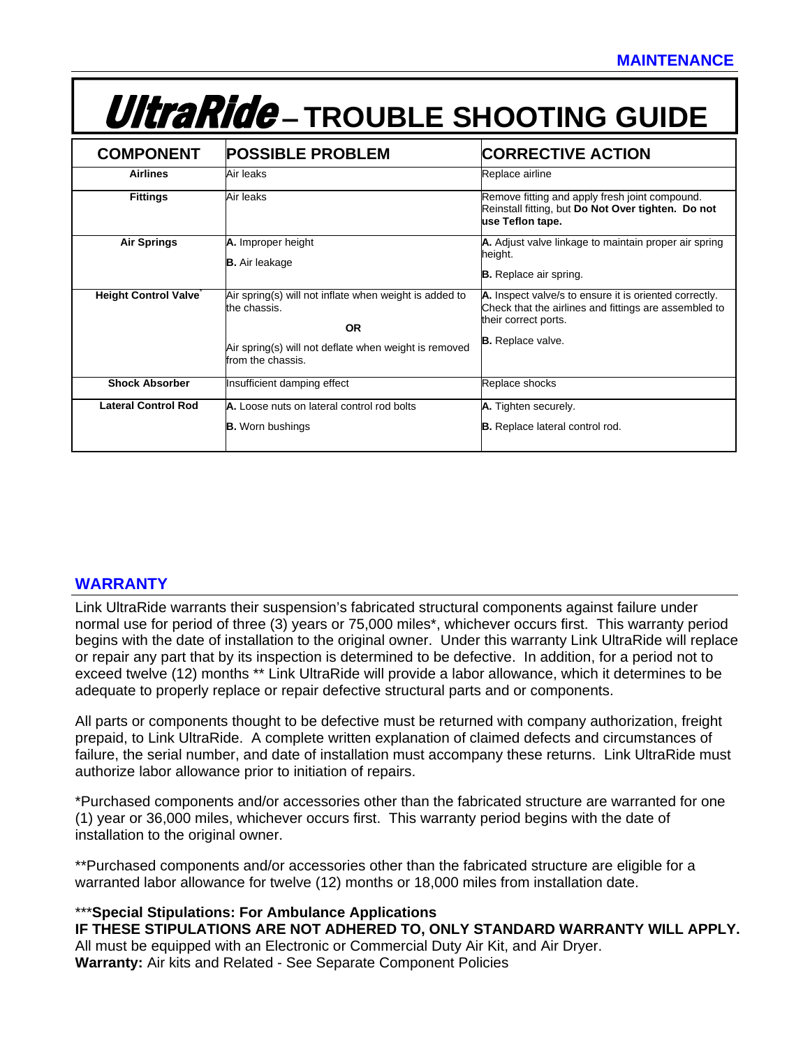# *UltraRide* – TROUBLE SHOOTING GUIDE

| COMPONENT | POSSIBLE PROBLEM | CORRECTIVE ACTION |
|---|---|---|
| **Airlines** | Air leaks | Replace airline |
| **Fittings** | Air leaks | Remove fitting and apply fresh joint compound. Reinstall fitting, but **Do Not Over tighten. Do not use Teflon tape.** |
| **Air Springs** | **A.** Improper height<br><br>**B.** Air leakage | **A.** Adjust valve linkage to maintain proper air spring height.<br><br>**B.** Replace air spring. |
| **Height Control Valve*** | Air spring(s) will not inflate when weight is added to the chassis.<br><br>**OR**<br><br>Air spring(s) will not deflate when weight is removed from the chassis. | **A.** Inspect valve/s to ensure it is oriented correctly. Check that the airlines and fittings are assembled to their correct ports.<br><br>**B.** Replace valve. |
| **Shock Absorber** | Insufficient damping effect | Replace shocks |
| **Lateral Control Rod** | **A.** Loose nuts on lateral control rod bolts<br><br>**B.** Worn bushings | **A.** Tighten securely.<br><br>**B.** Replace lateral control rod. |

## WARRANTY

Link UltraRide warrants their suspension's fabricated structural components against failure under normal use for period of three (3) years or 75,000 miles*, whichever occurs first. This warranty period begins with the date of installation to the original owner. Under this warranty Link UltraRide will replace or repair any part that by its inspection is determined to be defective. In addition, for a period not to exceed twelve (12) months ** Link UltraRide will provide a labor allowance, which it determines to be adequate to properly replace or repair defective structural parts and or components.

All parts or components thought to be defective must be returned with company authorization, freight prepaid, to Link UltraRide. A complete written explanation of claimed defects and circumstances of failure, the serial number, and date of installation must accompany these returns. Link UltraRide must authorize labor allowance prior to initiation of repairs.

*Purchased components and/or accessories other than the fabricated structure are warranted for one (1) year or 36,000 miles, whichever occurs first. This warranty period begins with the date of installation to the original owner.

**Purchased components and/or accessories other than the fabricated structure are eligible for a warranted labor allowance for twelve (12) months or 18,000 miles from installation date.

***Special Stipulations: For Ambulance Applications**
**IF THESE STIPULATIONS ARE NOT ADHERED TO, ONLY STANDARD WARRANTY WILL APPLY.**
All must be equipped with an Electronic or Commercial Duty Air Kit, and Air Dryer.
**Warranty:** Air kits and Related - See Separate Component Policies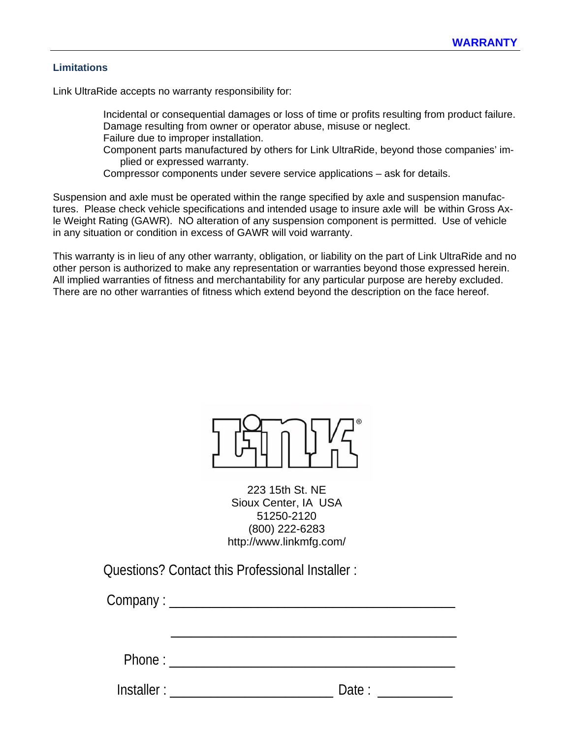## Limitations

Link UltraRide accepts no warranty responsibility for:

- Incidental or consequential damages or loss of time or profits resulting from product failure.
- Damage resulting from owner or operator abuse, misuse or neglect.
- Failure due to improper installation.
- Component parts manufactured by others for Link UltraRide, beyond those companies' implied or expressed warranty.
- Compressor components under severe service applications – ask for details.

Suspension and axle must be operated within the range specified by axle and suspension manufactures. Please check vehicle specifications and intended usage to insure axle will be within Gross Axle Weight Rating (GAWR). NO alteration of any suspension component is permitted. Use of vehicle in any situation or condition in excess of GAWR will void warranty.

This warranty is in lieu of any other warranty, obligation, or liability on the part of Link UltraRide and no other person is authorized to make any representation or warranties beyond those expressed herein. All implied warranties of fitness and merchantability for any particular purpose are hereby excluded. There are no other warranties of fitness which extend beyond the description on the face hereof.

Link®

223 15th St. NE
Sioux Center, IA USA
51250-2120
(800) 222-6283
http://www.linkmfg.com/

Questions? Contact this Professional Installer :

Company : ________________________________________

________________________________________

Phone : ________________________________________

Installer : ________________________ Date : __________